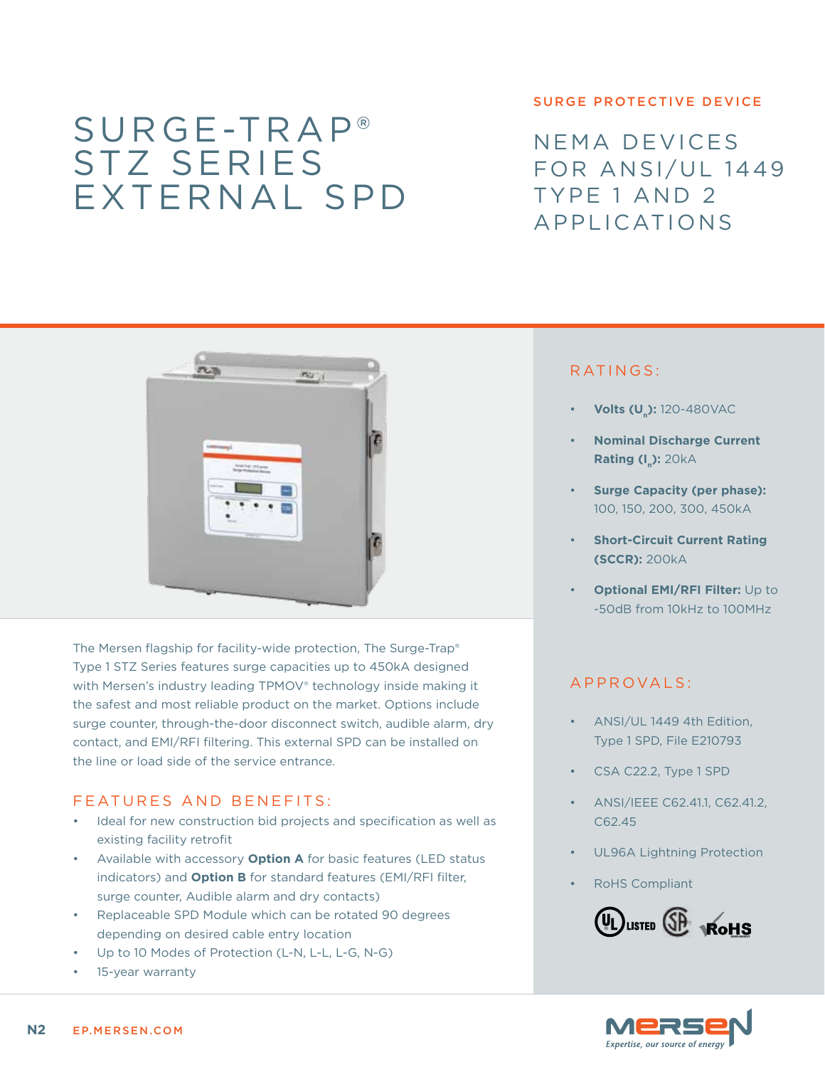# SURGE-TRAP® STZ SERIES EXTERNAL SPD

SURGE PROTECTIVE DEVICE

## NEMA DEVICES FOR ANSI/UL 1449 TYPE 1 AND 2 APPLICATIONS

The Mersen flagship for facility-wide protection, The Surge-Trap® Type 1 STZ Series features surge capacities up to 450kA designed with Mersen's industry leading TPMOV® technology inside making it the safest and most reliable product on the market. Options include surge counter, through-the-door disconnect switch, audible alarm, dry contact, and EMI/RFI filtering. This external SPD can be installed on the line or load side of the service entrance.

## FEATURES AND BENEFITS:

- Ideal for new construction bid projects and specification as well as existing facility retrofit
- Available with accessory **Option A** for basic features (LED status indicators) and **Option B** for standard features (EMI/RFI filter, surge counter, Audible alarm and dry contacts)
- Replaceable SPD Module which can be rotated 90 degrees depending on desired cable entry location
- Up to 10 Modes of Protection (L-N, L-L, L-G, N-G)
- 15-year warranty

## RATINGS:

- **Volts ($U_n$):** 120-480VAC
- **Nominal Discharge Current Rating ($I_n$):** 20kA
- **Surge Capacity (per phase):** 100, 150, 200, 300, 450kA
- **Short-Circuit Current Rating (SCCR):** 200kA
- **Optional EMI/RFI Filter:** Up to -50dB from 10kHz to 100MHz

## APPROVALS:

- ANSI/UL 1449 4th Edition, Type 1 SPD, File E210793
- CSA C22.2, Type 1 SPD
- ANSI/IEEE C62.41.1, C62.41.2, C62.45
- UL96A Lightning Protection
- RoHS Compliant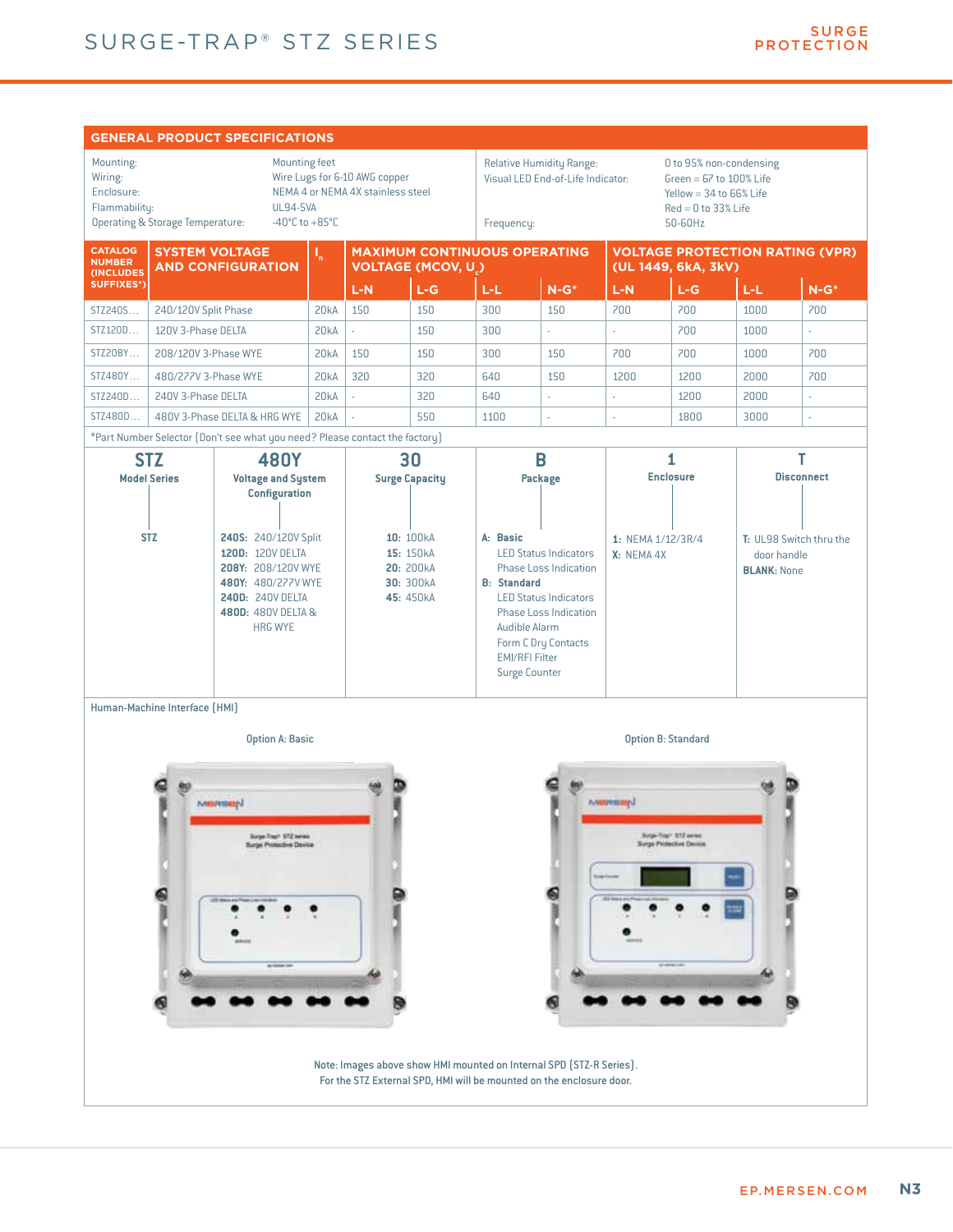## GENERAL PRODUCT SPECIFICATIONS

| | |
|---|---|
| Mounting: | Mounting feet |
| Wiring: | Wire Lugs for 6-10 AWG copper |
| Enclosure: | NEMA 4 or NEMA 4X stainless steel |
| Flammability: | UL94-5VA |
| Operating & Storage Temperature: | -40°C to +85°C |
| Relative Humidity Range: | 0 to 95% non-condensing |
| Visual LED End-of-Life Indicator: | Green = 67 to 100% Life<br>Yellow = 34 to 66% Life<br>Red = 0 to 33% Life |
| Frequency: | 50-60Hz |

| CATALOG NUMBER (INCLUDES SUFFIXES*) | SYSTEM VOLTAGE AND CONFIGURATION | $I_n$ | MAXIMUM CONTINUOUS OPERATING VOLTAGE (MCOV, $U_c$) | | | | VOLTAGE PROTECTION RATING (VPR) (UL 1449, 6kA, 3kV) | | | |
|---|---|---|---|---|---|---|---|---|---|---|
| | | | L-N | L-G | L-L | N-G* | L-N | L-G | L-L | N-G* |
| STZ240S... | 240/120V Split Phase | 20kA | 150 | 150 | 300 | 150 | 700 | 700 | 1000 | 700 |
| STZ120D... | 120V 3-Phase DELTA | 20kA | - | 150 | 300 | - | - | 700 | 1000 | - |
| STZ208Y... | 208/120V 3-Phase WYE | 20kA | 150 | 150 | 300 | 150 | 700 | 700 | 1000 | 700 |
| STZ480Y... | 480/277V 3-Phase WYE | 20kA | 320 | 320 | 640 | 150 | 1200 | 1200 | 2000 | 700 |
| STZ240D... | 240V 3-Phase DELTA | 20kA | - | 320 | 640 | - | - | 1200 | 2000 | - |
| STZ480D... | 480V 3-Phase DELTA & HRG WYE | 20kA | - | 550 | 1100 | - | - | 1800 | 3000 | - |

*Part Number Selector (Don't see what you need? Please contact the factory)

| STZ | 480Y | 30 | B | 1 | T |
|---|---|---|---|---|---|
| Model Series | Voltage and System Configuration | Surge Capacity | Package | Enclosure | Disconnect |
| STZ | **240S:** 240/120V Split<br>**120D:** 120V DELTA<br>**208Y:** 208/120V WYE<br>**480Y:** 480/277V WYE<br>**240D:** 240V DELTA<br>**480D:** 480V DELTA & HRG WYE | **10:** 100kA<br>**15:** 150kA<br>**20:** 200kA<br>**30:** 300kA<br>**45:** 450kA | **A: Basic**<br>LED Status Indicators<br>Phase Loss Indication<br>**B: Standard**<br>LED Status Indicators<br>Phase Loss Indication<br>Audible Alarm<br>Form C Dry Contacts<br>EMI/RFI Filter<br>Surge Counter | **1:** NEMA 1/12/3R/4<br>**X:** NEMA 4X | **T:** UL98 Switch thru the door handle<br>**BLANK:** None |

Human-Machine Interface (HMI)

Option A: Basic

Option B: Standard

Note: Images above show HMI mounted on Internal SPD (STZ-R Series).
For the STZ External SPD, HMI will be mounted on the enclosure door.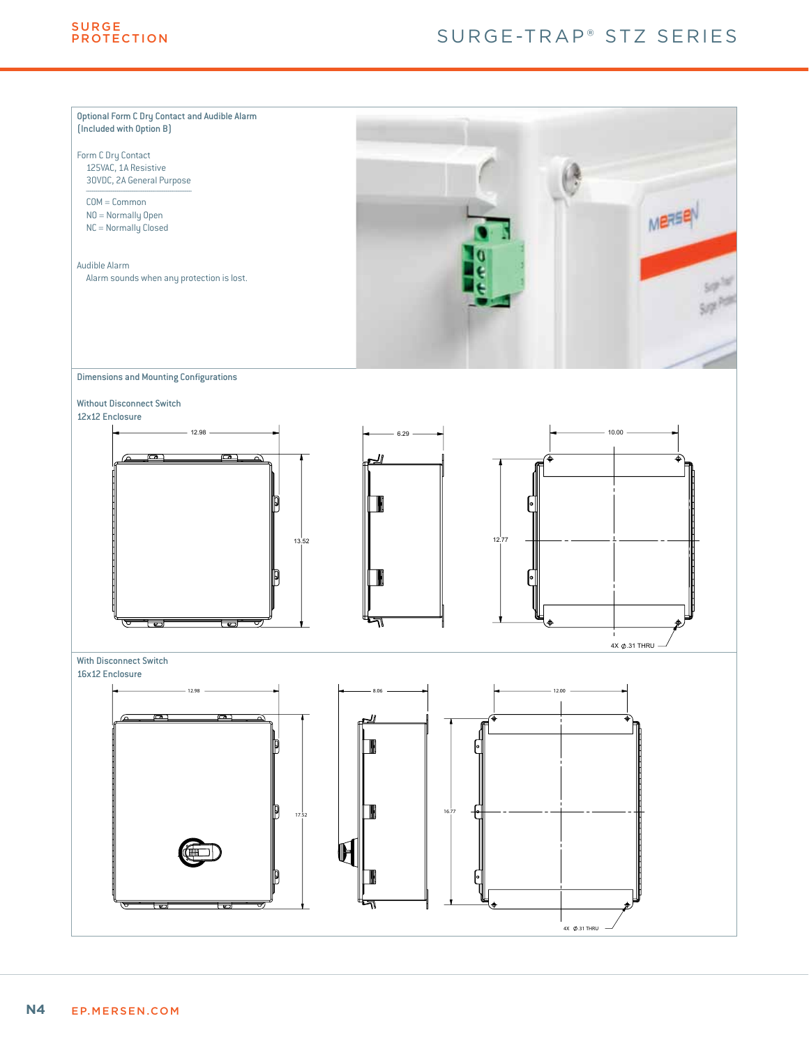## Optional Form C Dry Contact and Audible Alarm (Included with Option B)

Form C Dry Contact
- 125VAC, 1A Resistive
- 30VDC, 2A General Purpose

- COM = Common
- NO = Normally Open
- NC = Normally Closed

Audible Alarm
- Alarm sounds when any protection is lost.

## Dimensions and Mounting Configurations

### Without Disconnect Switch
12x12 Enclosure

12.98

13.52

6.29

10.00

12.77

4X ⌀.31 THRU

### With Disconnect Switch
16x12 Enclosure

12.98

17.52

8.06

12.00

16.77

4X ⌀.31 THRU